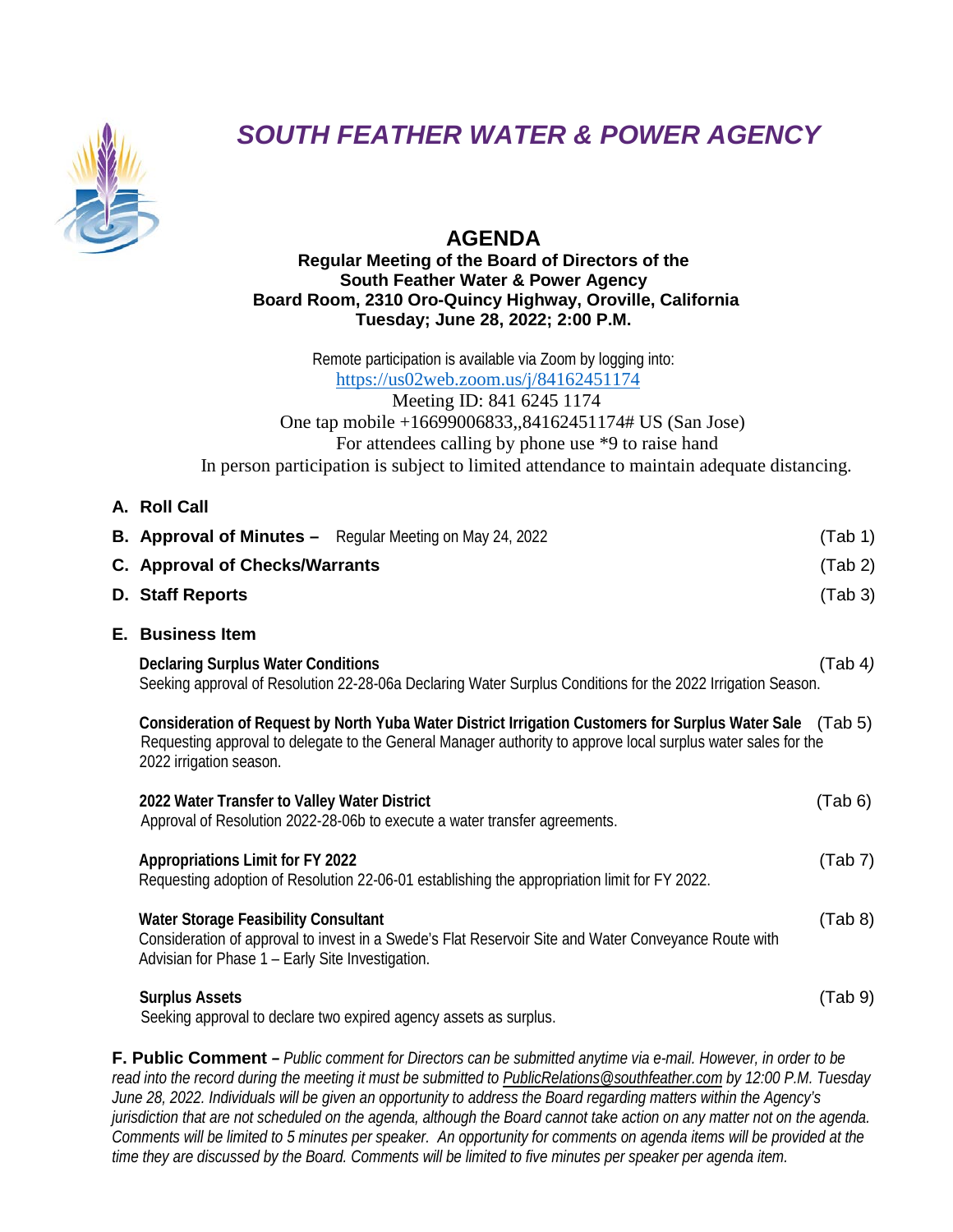# SOUTH FEATHER WATER & POWER AGENCY

## AGENDA

**Regular Meeting of the Board of Directors of the**
**South Feather Water & Power Agency**
**Board Room, 2310 Oro-Quincy Highway, Oroville, California**
**Tuesday; June 28, 2022; 2:00 P.M.**

Remote participation is available via Zoom by logging into:
https://us02web.zoom.us/j/84162451174
Meeting ID: 841 6245 1174
One tap mobile +16699006833,,84162451174# US (San Jose)
For attendees calling by phone use *9 to raise hand
In person participation is subject to limited attendance to maintain adequate distancing.

**A. Roll Call**

**B. Approval of Minutes –** Regular Meeting on May 24, 2022 (Tab 1)

**C. Approval of Checks/Warrants** (Tab 2)

**D. Staff Reports** (Tab 3)

**E. Business Item**

**Declaring Surplus Water Conditions** (Tab 4)
Seeking approval of Resolution 22-28-06a Declaring Water Surplus Conditions for the 2022 Irrigation Season.

**Consideration of Request by North Yuba Water District Irrigation Customers for Surplus Water Sale** (Tab 5)
Requesting approval to delegate to the General Manager authority to approve local surplus water sales for the 2022 irrigation season.

**2022 Water Transfer to Valley Water District** (Tab 6)
Approval of Resolution 2022-28-06b to execute a water transfer agreements.

**Appropriations Limit for FY 2022** (Tab 7)
Requesting adoption of Resolution 22-06-01 establishing the appropriation limit for FY 2022.

**Water Storage Feasibility Consultant** (Tab 8)
Consideration of approval to invest in a Swede's Flat Reservoir Site and Water Conveyance Route with Advisian for Phase 1 – Early Site Investigation.

**Surplus Assets** (Tab 9)
Seeking approval to declare two expired agency assets as surplus.

**F. Public Comment –** *Public comment for Directors can be submitted anytime via e-mail. However, in order to be read into the record during the meeting it must be submitted to PublicRelations@southfeather.com by 12:00 P.M. Tuesday June 28, 2022. Individuals will be given an opportunity to address the Board regarding matters within the Agency's jurisdiction that are not scheduled on the agenda, although the Board cannot take action on any matter not on the agenda. Comments will be limited to 5 minutes per speaker. An opportunity for comments on agenda items will be provided at the time they are discussed by the Board. Comments will be limited to five minutes per speaker per agenda item.*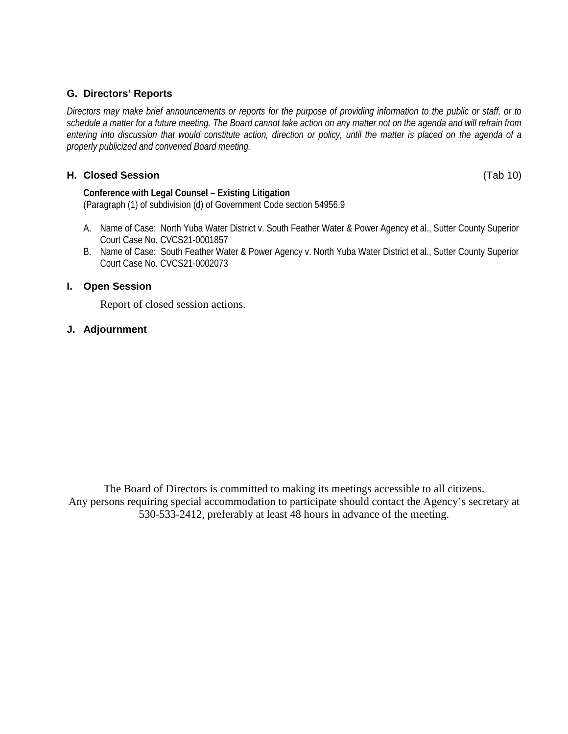## G. Directors' Reports

*Directors may make brief announcements or reports for the purpose of providing information to the public or staff, or to schedule a matter for a future meeting. The Board cannot take action on any matter not on the agenda and will refrain from entering into discussion that would constitute action, direction or policy, until the matter is placed on the agenda of a properly publicized and convened Board meeting.*

## H. Closed Session (Tab 10)

**Conference with Legal Counsel – Existing Litigation**
(Paragraph (1) of subdivision (d) of Government Code section 54956.9

A. Name of Case: North Yuba Water District v. South Feather Water & Power Agency et al., Sutter County Superior Court Case No. CVCS21-0001857
B. Name of Case: South Feather Water & Power Agency v. North Yuba Water District et al., Sutter County Superior Court Case No. CVCS21-0002073

## I. Open Session

Report of closed session actions.

## J. Adjournment

The Board of Directors is committed to making its meetings accessible to all citizens. Any persons requiring special accommodation to participate should contact the Agency's secretary at 530-533-2412, preferably at least 48 hours in advance of the meeting.